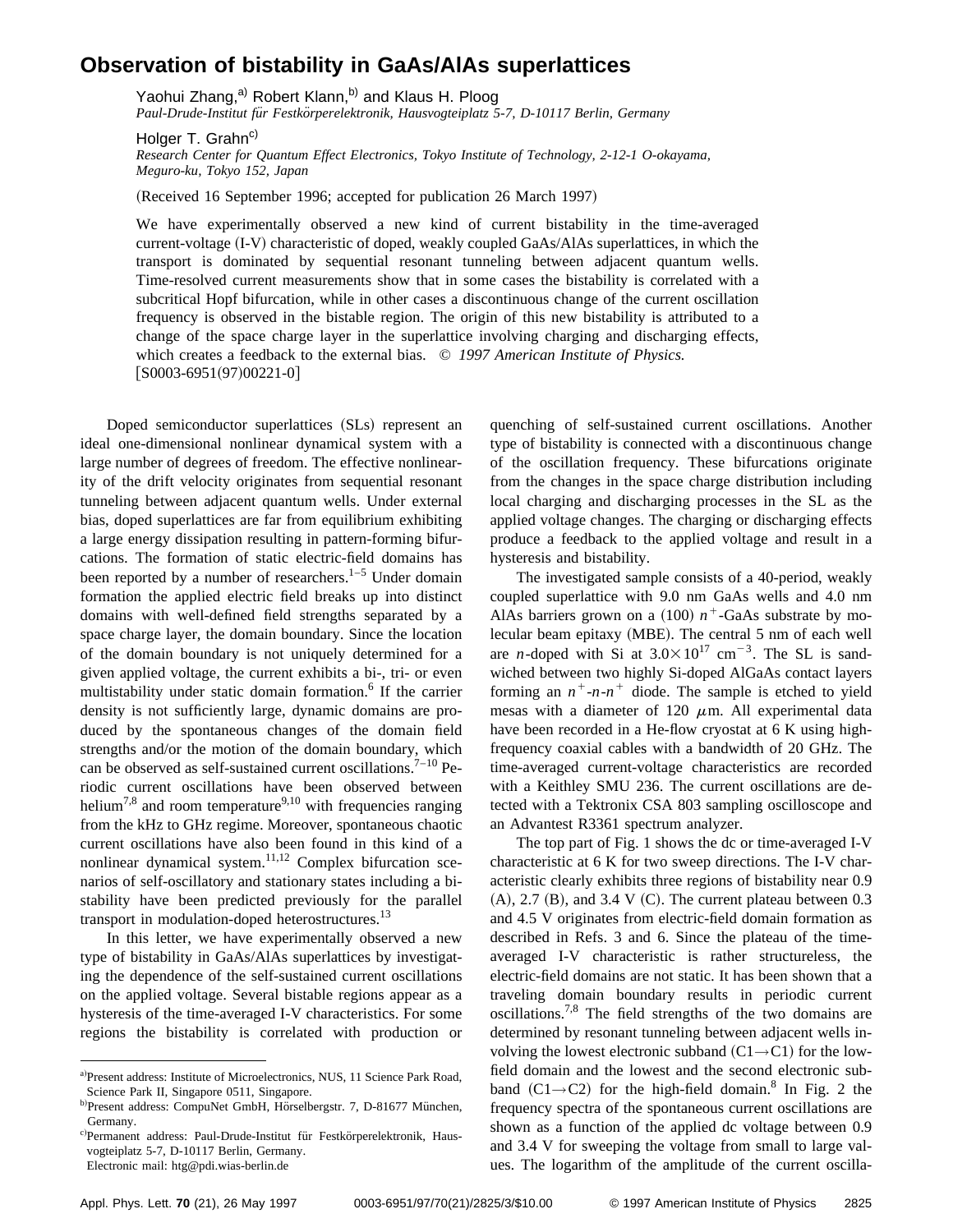# Observation of bistability in GaAs/AlAs superlattices

Yaohui Zhang,[a] Robert Klann,[b] and Klaus H. Ploog
*Paul-Drude-Institut für Festkörperelektronik, Hausvogteiplatz 5-7, D-10117 Berlin, Germany*

Holger T. Grahn[c]
*Research Center for Quantum Effect Electronics, Tokyo Institute of Technology, 2-12-1 O-okayama, Meguro-ku, Tokyo 152, Japan*

(Received 16 September 1996; accepted for publication 26 March 1997)

We have experimentally observed a new kind of current bistability in the time-averaged current-voltage (I-V) characteristic of doped, weakly coupled GaAs/AlAs superlattices, in which the transport is dominated by sequential resonant tunneling between adjacent quantum wells. Time-resolved current measurements show that in some cases the bistability is correlated with a subcritical Hopf bifurcation, while in other cases a discontinuous change of the current oscillation frequency is observed in the bistable region. The origin of this new bistability is attributed to a change of the space charge layer in the superlattice involving charging and discharging effects, which creates a feedback to the external bias. © *1997 American Institute of Physics.* [S0003-6951(97)00221-0]

Doped semiconductor superlattices (SLs) represent an ideal one-dimensional nonlinear dynamical system with a large number of degrees of freedom. The effective nonlinearity of the drift velocity originates from sequential resonant tunneling between adjacent quantum wells. Under external bias, doped superlattices are far from equilibrium exhibiting a large energy dissipation resulting in pattern-forming bifurcations. The formation of static electric-field domains has been reported by a number of researchers.[1–5] Under domain formation the applied electric field breaks up into distinct domains with well-defined field strengths separated by a space charge layer, the domain boundary. Since the location of the domain boundary is not uniquely determined for a given applied voltage, the current exhibits a bi-, tri- or even multistability under static domain formation.[6] If the carrier density is not sufficiently large, dynamic domains are produced by the spontaneous changes of the domain field strengths and/or the motion of the domain boundary, which can be observed as self-sustained current oscillations.[7–10] Periodic current oscillations have been observed between helium[7,8] and room temperature[9,10] with frequencies ranging from the kHz to GHz regime. Moreover, spontaneous chaotic current oscillations have also been found in this kind of a nonlinear dynamical system.[11,12] Complex bifurcation scenarios of self-oscillatory and stationary states including a bistability have been predicted previously for the parallel transport in modulation-doped heterostructures.[13]

In this letter, we have experimentally observed a new type of bistability in GaAs/AlAs superlattices by investigating the dependence of the self-sustained current oscillations on the applied voltage. Several bistable regions appear as a hysteresis of the time-averaged I-V characteristics. For some regions the bistability is correlated with production or quenching of self-sustained current oscillations. Another type of bistability is connected with a discontinuous change of the oscillation frequency. These bifurcations originate from the changes in the space charge distribution including local charging and discharging processes in the SL as the applied voltage changes. The charging or discharging effects produce a feedback to the applied voltage and result in a hysteresis and bistability.

The investigated sample consists of a 40-period, weakly coupled superlattice with 9.0 nm GaAs wells and 4.0 nm AlAs barriers grown on a (100) $n^+$-GaAs substrate by molecular beam epitaxy (MBE). The central 5 nm of each well are $n$-doped with Si at $3.0\times10^{17}$ cm$^{-3}$. The SL is sandwiched between two highly Si-doped AlGaAs contact layers forming an $n^+$-$n$-$n^+$ diode. The sample is etched to yield mesas with a diameter of 120 $\mu$m. All experimental data have been recorded in a He-flow cryostat at 6 K using high-frequency coaxial cables with a bandwidth of 20 GHz. The time-averaged current-voltage characteristics are recorded with a Keithley SMU 236. The current oscillations are detected with a Tektronix CSA 803 sampling oscilloscope and an Advantest R3361 spectrum analyzer.

The top part of Fig. 1 shows the dc or time-averaged I-V characteristic at 6 K for two sweep directions. The I-V characteristic clearly exhibits three regions of bistability near 0.9 (A), 2.7 (B), and 3.4 V (C). The current plateau between 0.3 and 4.5 V originates from electric-field domain formation as described in Refs. 3 and 6. Since the plateau of the time-averaged I-V characteristic is rather structureless, the electric-field domains are not static. It has been shown that a traveling domain boundary results in periodic current oscillations.[7,8] The field strengths of the two domains are determined by resonant tunneling between adjacent wells involving the lowest electronic subband (C1→C1) for the low-field domain and the lowest and the second electronic subband (C1→C2) for the high-field domain.[8] In Fig. 2 the frequency spectra of the spontaneous current oscillations are shown as a function of the applied dc voltage between 0.9 and 3.4 V for sweeping the voltage from small to large values. The logarithm of the amplitude of the current oscilla-

---

[a]Present address: Institute of Microelectronics, NUS, 11 Science Park Road, Science Park II, Singapore 0511, Singapore.

[b]Present address: CompuNet GmbH, Hörselbergstr. 7, D-81677 München, Germany.

[c]Permanent address: Paul-Drude-Institut für Festkörperelektronik, Hausvogteiplatz 5-7, D-10117 Berlin, Germany. Electronic mail: htg@pdi.wias-berlin.de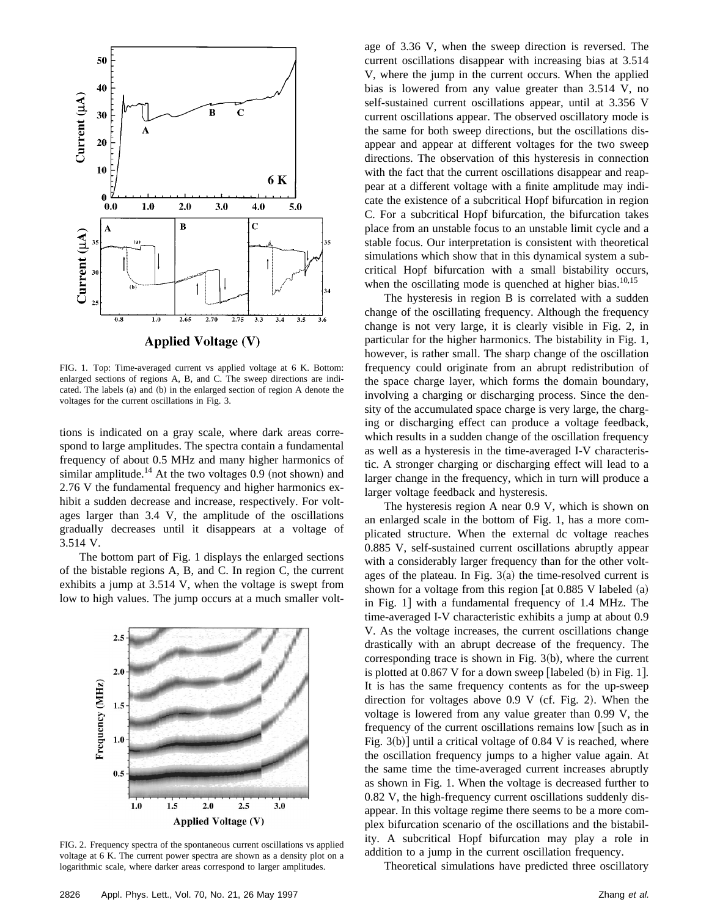50
40
30
20
10
0

Current (μA)

A
B
C
6 K

0.0
1.0
2.0
3.0
4.0
5.0

A
B
C

Current (μA)

35
30
25

(a)
(b)

0.8
1.0
2.65
2.70
2.75
3.3
3.4
3.5
3.6

35
34

Applied Voltage (V)

FIG. 1. Top: Time-averaged current vs applied voltage at 6 K. Bottom: enlarged sections of regions A, B, and C. The sweep directions are indicated. The labels (a) and (b) in the enlarged section of region A denote the voltages for the current oscillations in Fig. 3.

tions is indicated on a gray scale, where dark areas correspond to large amplitudes. The spectra contain a fundamental frequency of about 0.5 MHz and many higher harmonics of similar amplitude.[14] At the two voltages 0.9 (not shown) and 2.76 V the fundamental frequency and higher harmonics exhibit a sudden decrease and increase, respectively. For voltages larger than 3.4 V, the amplitude of the oscillations gradually decreases until it disappears at a voltage of 3.514 V.

The bottom part of Fig. 1 displays the enlarged sections of the bistable regions A, B, and C. In region C, the current exhibits a jump at 3.514 V, when the voltage is swept from low to high values. The jump occurs at a much smaller voltage of 3.36 V, when the sweep direction is reversed. The current oscillations disappear with increasing bias at 3.514 V, where the jump in the current occurs. When the applied bias is lowered from any value greater than 3.514 V, no self-sustained current oscillations appear, until at 3.356 V current oscillations appear. The observed oscillatory mode is the same for both sweep directions, but the oscillations disappear and appear at different voltages for the two sweep directions. The observation of this hysteresis in connection with the fact that the current oscillations disappear and reappear at a different voltage with a finite amplitude may indicate the existence of a subcritical Hopf bifurcation in region C. For a subcritical Hopf bifurcation, the bifurcation takes place from an unstable focus to an unstable limit cycle and a stable focus. Our interpretation is consistent with theoretical simulations which show that in this dynamical system a subcritical Hopf bifurcation with a small bistability occurs, when the oscillating mode is quenched at higher bias.[10,15]

2.5
2.0
1.5
1.0
0.5

Frequency (MHz)

1.0
1.5
2.0
2.5
3.0

Applied Voltage (V)

FIG. 2. Frequency spectra of the spontaneous current oscillations vs applied voltage at 6 K. The current power spectra are shown as a density plot on a logarithmic scale, where darker areas correspond to larger amplitudes.

The hysteresis in region B is correlated with a sudden change of the oscillating frequency. Although the frequency change is not very large, it is clearly visible in Fig. 2, in particular for the higher harmonics. The bistability in Fig. 1, however, is rather small. The sharp change of the oscillation frequency could originate from an abrupt redistribution of the space charge layer, which forms the domain boundary, involving a charging or discharging process. Since the density of the accumulated space charge is very large, the charging or discharging effect can produce a voltage feedback, which results in a sudden change of the oscillation frequency as well as a hysteresis in the time-averaged I-V characteristic. A stronger charging or discharging effect will lead to a larger change in the frequency, which in turn will produce a larger voltage feedback and hysteresis.

The hysteresis region A near 0.9 V, which is shown on an enlarged scale in the bottom of Fig. 1, has a more complicated structure. When the external dc voltage reaches 0.885 V, self-sustained current oscillations abruptly appear with a considerably larger frequency than for the other voltages of the plateau. In Fig. 3(a) the time-resolved current is shown for a voltage from this region [at 0.885 V labeled (a) in Fig. 1] with a fundamental frequency of 1.4 MHz. The time-averaged I-V characteristic exhibits a jump at about 0.9 V. As the voltage increases, the current oscillations change drastically with an abrupt decrease of the frequency. The corresponding trace is shown in Fig. 3(b), where the current is plotted at 0.867 V for a down sweep [labeled (b) in Fig. 1]. It is has the same frequency contents as for the up-sweep direction for voltages above 0.9 V (cf. Fig. 2). When the voltage is lowered from any value greater than 0.99 V, the frequency of the current oscillations remains low [such as in Fig. 3(b)] until a critical voltage of 0.84 V is reached, where the oscillation frequency jumps to a higher value again. At the same time the time-averaged current increases abruptly as shown in Fig. 1. When the voltage is decreased further to 0.82 V, the high-frequency current oscillations suddenly disappear. In this voltage regime there seems to be a more complex bifurcation scenario of the oscillations and the bistability. A subcritical Hopf bifurcation may play a role in addition to a jump in the current oscillation frequency.

Theoretical simulations have predicted three oscillatory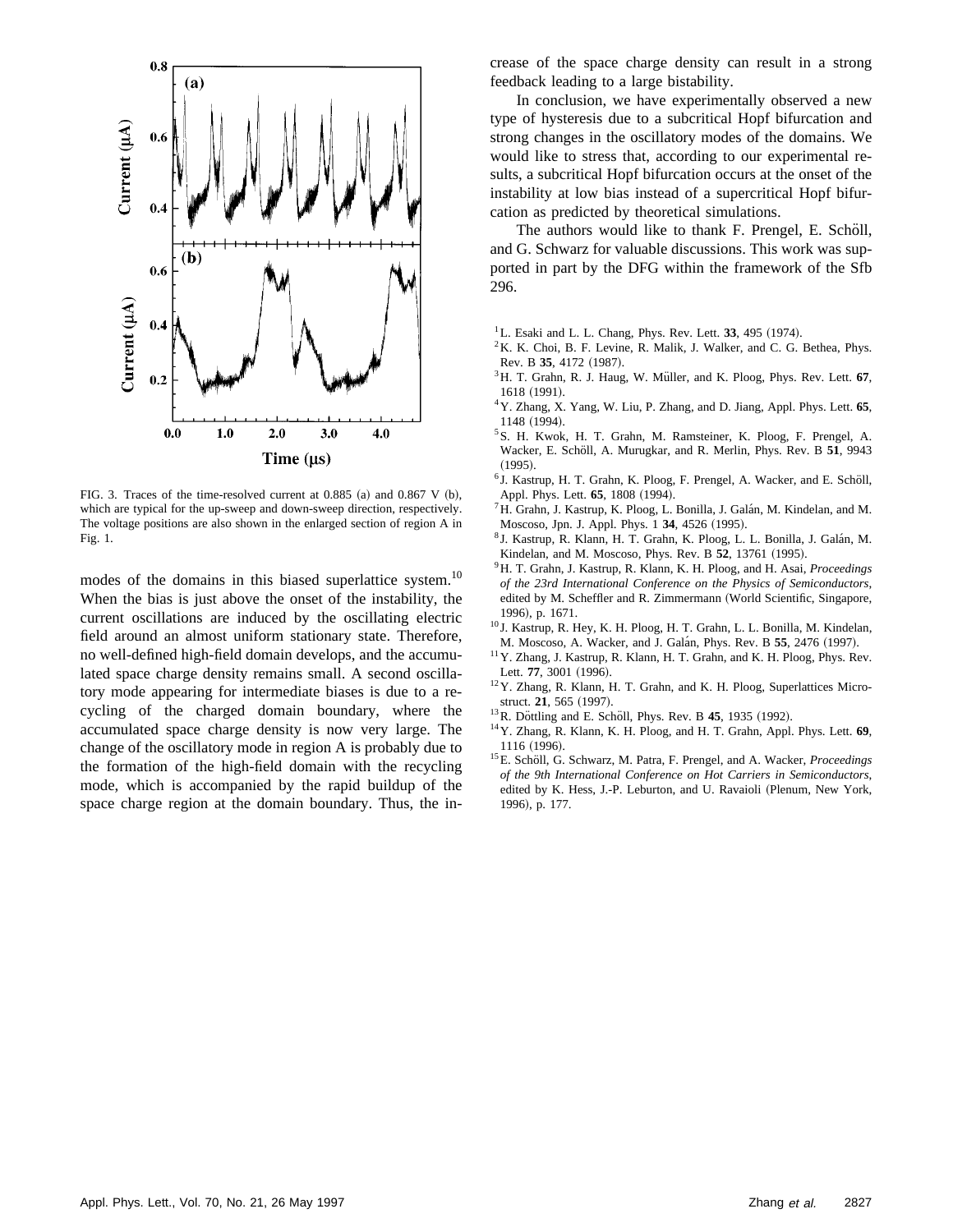(a)

0.8

0.6

0.4

Current (μA)

(b)

0.6

0.4

0.2

Current (μA)

0.0 1.0 2.0 3.0 4.0

Time (μs)

FIG. 3. Traces of the time-resolved current at 0.885 (a) and 0.867 V (b), which are typical for the up-sweep and down-sweep direction, respectively. The voltage positions are also shown in the enlarged section of region A in Fig. 1.

modes of the domains in this biased superlattice system.[10] When the bias is just above the onset of the instability, the current oscillations are induced by the oscillating electric field around an almost uniform stationary state. Therefore, no well-defined high-field domain develops, and the accumulated space charge density remains small. A second oscillatory mode appearing for intermediate biases is due to a recycling of the charged domain boundary, where the accumulated space charge density is now very large. The change of the oscillatory mode in region A is probably due to the formation of the high-field domain with the recycling mode, which is accompanied by the rapid buildup of the space charge region at the domain boundary. Thus, the increase of the space charge density can result in a strong feedback leading to a large bistability.

In conclusion, we have experimentally observed a new type of hysteresis due to a subcritical Hopf bifurcation and strong changes in the oscillatory modes of the domains. We would like to stress that, according to our experimental results, a subcritical Hopf bifurcation occurs at the onset of the instability at low bias instead of a supercritical Hopf bifurcation as predicted by theoretical simulations.

The authors would like to thank F. Prengel, E. Schöll, and G. Schwarz for valuable discussions. This work was supported in part by the DFG within the framework of the Sfb 296.

[1] L. Esaki and L. L. Chang, Phys. Rev. Lett. **33**, 495 (1974).
[2] K. K. Choi, B. F. Levine, R. Malik, J. Walker, and C. G. Bethea, Phys. Rev. B **35**, 4172 (1987).
[3] H. T. Grahn, R. J. Haug, W. Müller, and K. Ploog, Phys. Rev. Lett. **67**, 1618 (1991).
[4] Y. Zhang, X. Yang, W. Liu, P. Zhang, and D. Jiang, Appl. Phys. Lett. **65**, 1148 (1994).
[5] S. H. Kwok, H. T. Grahn, M. Ramsteiner, K. Ploog, F. Prengel, A. Wacker, E. Schöll, A. Murugkar, and R. Merlin, Phys. Rev. B **51**, 9943 (1995).
[6] J. Kastrup, H. T. Grahn, K. Ploog, F. Prengel, A. Wacker, and E. Schöll, Appl. Phys. Lett. **65**, 1808 (1994).
[7] H. Grahn, J. Kastrup, K. Ploog, L. Bonilla, J. Galán, M. Kindelan, and M. Moscoso, Jpn. J. Appl. Phys. 1 **34**, 4526 (1995).
[8] J. Kastrup, R. Klann, H. T. Grahn, K. Ploog, L. L. Bonilla, J. Galán, M. Kindelan, and M. Moscoso, Phys. Rev. B **52**, 13761 (1995).
[9] H. T. Grahn, J. Kastrup, R. Klann, K. H. Ploog, and H. Asai, *Proceedings of the 23rd International Conference on the Physics of Semiconductors*, edited by M. Scheffler and R. Zimmermann (World Scientific, Singapore, 1996), p. 1671.
[10] J. Kastrup, R. Hey, K. H. Ploog, H. T. Grahn, L. L. Bonilla, M. Kindelan, M. Moscoso, A. Wacker, and J. Galán, Phys. Rev. B **55**, 2476 (1997).
[11] Y. Zhang, J. Kastrup, R. Klann, H. T. Grahn, and K. H. Ploog, Phys. Rev. Lett. **77**, 3001 (1996).
[12] Y. Zhang, R. Klann, H. T. Grahn, and K. H. Ploog, Superlattices Microstruct. **21**, 565 (1997).
[13] R. Döttling and E. Schöll, Phys. Rev. B **45**, 1935 (1992).
[14] Y. Zhang, R. Klann, K. H. Ploog, and H. T. Grahn, Appl. Phys. Lett. **69**, 1116 (1996).
[15] E. Schöll, G. Schwarz, M. Patra, F. Prengel, and A. Wacker, *Proceedings of the 9th International Conference on Hot Carriers in Semiconductors*, edited by K. Hess, J.-P. Leburton, and U. Ravaioli (Plenum, New York, 1996), p. 177.